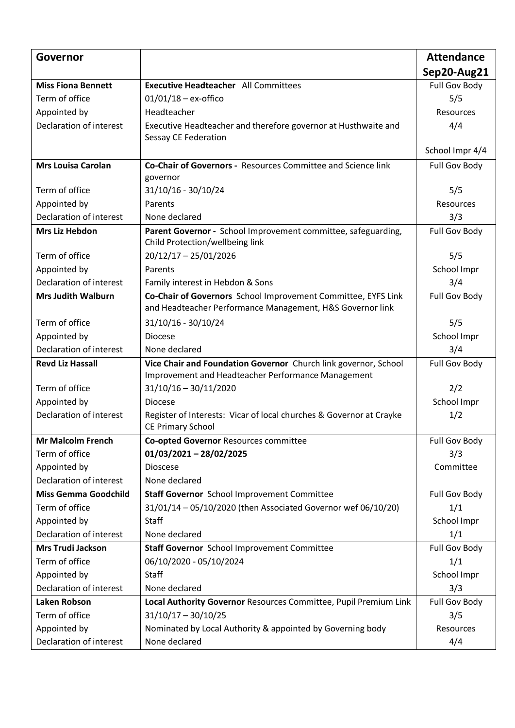| **Governor** | | **Attendance Sep20-Aug21** |
|---|---|---|
| **Miss Fiona Bennett** | **Executive Headteacher** All Committees | Full Gov Body |
| Term of office | 01/01/18 – ex-offico | 5/5 |
| Appointed by | Headteacher | Resources |
| Declaration of interest | Executive Headteacher and therefore governor at Husthwaite and Sessay CE Federation | 4/4 |
| | | School Impr 4/4 |
| **Mrs Louisa Carolan** | **Co-Chair of Governors -** Resources Committee and Science link governor | Full Gov Body |
| Term of office | 31/10/16 - 30/10/24 | 5/5 |
| Appointed by | Parents | Resources |
| Declaration of interest | None declared | 3/3 |
| **Mrs Liz Hebdon** | **Parent Governor -** School Improvement committee, safeguarding, Child Protection/wellbeing link | Full Gov Body |
| Term of office | 20/12/17 – 25/01/2026 | 5/5 |
| Appointed by | Parents | School Impr |
| Declaration of interest | Family interest in Hebdon & Sons | 3/4 |
| **Mrs Judith Walburn** | **Co-Chair of Governors** School Improvement Committee, EYFS Link and Headteacher Performance Management, H&S Governor link | Full Gov Body |
| Term of office | 31/10/16 - 30/10/24 | 5/5 |
| Appointed by | Diocese | School Impr |
| Declaration of interest | None declared | 3/4 |
| **Revd Liz Hassall** | **Vice Chair and Foundation Governor** Church link governor, School Improvement and Headteacher Performance Management | Full Gov Body |
| Term of office | 31/10/16 – 30/11/2020 | 2/2 |
| Appointed by | Diocese | School Impr |
| Declaration of interest | Register of Interests: Vicar of local churches & Governor at Crayke CE Primary School | 1/2 |
| **Mr Malcolm French** | **Co-opted Governor** Resources committee | Full Gov Body |
| Term of office | **01/03/2021 – 28/02/2025** | 3/3 |
| Appointed by | Dioscese | Committee |
| Declaration of interest | None declared | |
| **Miss Gemma Goodchild** | **Staff Governor** School Improvement Committee | Full Gov Body |
| Term of office | 31/01/14 – 05/10/2020 (then Associated Governor wef 06/10/20) | 1/1 |
| Appointed by | Staff | School Impr |
| Declaration of interest | None declared | 1/1 |
| **Mrs Trudi Jackson** | **Staff Governor** School Improvement Committee | Full Gov Body |
| Term of office | 06/10/2020 - 05/10/2024 | 1/1 |
| Appointed by | Staff | School Impr |
| Declaration of interest | None declared | 3/3 |
| **Laken Robson** | **Local Authority Governor** Resources Committee, Pupil Premium Link | Full Gov Body |
| Term of office | 31/10/17 – 30/10/25 | 3/5 |
| Appointed by | Nominated by Local Authority & appointed by Governing body | Resources |
| Declaration of interest | None declared | 4/4 |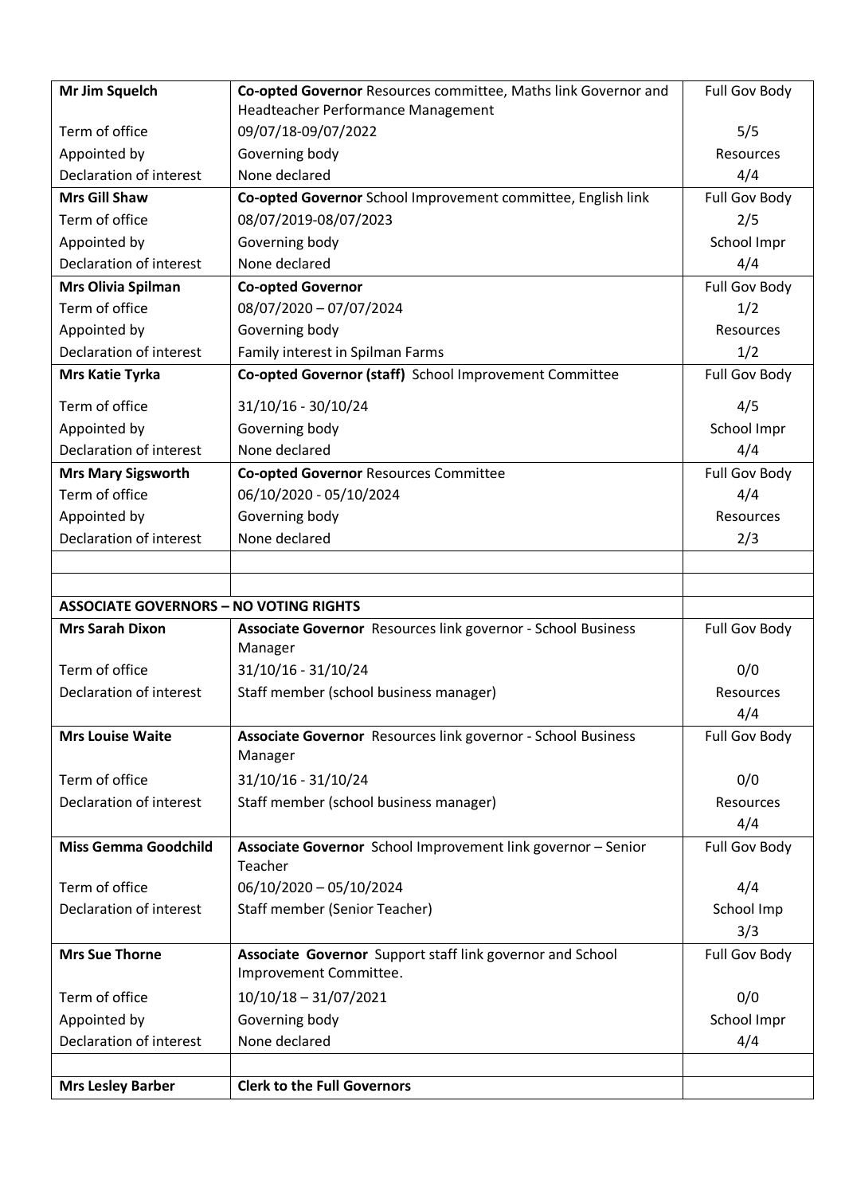| | | |
|---|---|---|
| **Mr Jim Squelch** | **Co-opted Governor** Resources committee, Maths link Governor and Headteacher Performance Management | Full Gov Body |
| Term of office | 09/07/18-09/07/2022 | 5/5 |
| Appointed by | Governing body | Resources |
| Declaration of interest | None declared | 4/4 |
| **Mrs Gill Shaw** | **Co-opted Governor** School Improvement committee, English link | Full Gov Body |
| Term of office | 08/07/2019-08/07/2023 | 2/5 |
| Appointed by | Governing body | School Impr |
| Declaration of interest | None declared | 4/4 |
| **Mrs Olivia Spilman** | **Co-opted Governor** | Full Gov Body |
| Term of office | 08/07/2020 – 07/07/2024 | 1/2 |
| Appointed by | Governing body | Resources |
| Declaration of interest | Family interest in Spilman Farms | 1/2 |
| **Mrs Katie Tyrka** | **Co-opted Governor (staff)** School Improvement Committee | Full Gov Body |
| Term of office | 31/10/16 - 30/10/24 | 4/5 |
| Appointed by | Governing body | School Impr |
| Declaration of interest | None declared | 4/4 |
| **Mrs Mary Sigsworth** | **Co-opted Governor** Resources Committee | Full Gov Body |
| Term of office | 06/10/2020 - 05/10/2024 | 4/4 |
| Appointed by | Governing body | Resources |
| Declaration of interest | None declared | 2/3 |
| | | |
| | | |
| **ASSOCIATE GOVERNORS – NO VOTING RIGHTS** | | |
| **Mrs Sarah Dixon** | **Associate Governor** Resources link governor - School Business Manager | Full Gov Body |
| Term of office | 31/10/16 - 31/10/24 | 0/0 |
| Declaration of interest | Staff member (school business manager) | Resources 4/4 |
| **Mrs Louise Waite** | **Associate Governor** Resources link governor - School Business Manager | Full Gov Body |
| Term of office | 31/10/16 - 31/10/24 | 0/0 |
| Declaration of interest | Staff member (school business manager) | Resources 4/4 |
| **Miss Gemma Goodchild** | **Associate Governor** School Improvement link governor – Senior Teacher | Full Gov Body |
| Term of office | 06/10/2020 – 05/10/2024 | 4/4 |
| Declaration of interest | Staff member (Senior Teacher) | School Imp 3/3 |
| **Mrs Sue Thorne** | **Associate Governor** Support staff link governor and School Improvement Committee. | Full Gov Body |
| Term of office | 10/10/18 – 31/07/2021 | 0/0 |
| Appointed by | Governing body | School Impr |
| Declaration of interest | None declared | 4/4 |
| | | |
| **Mrs Lesley Barber** | **Clerk to the Full Governors** | |